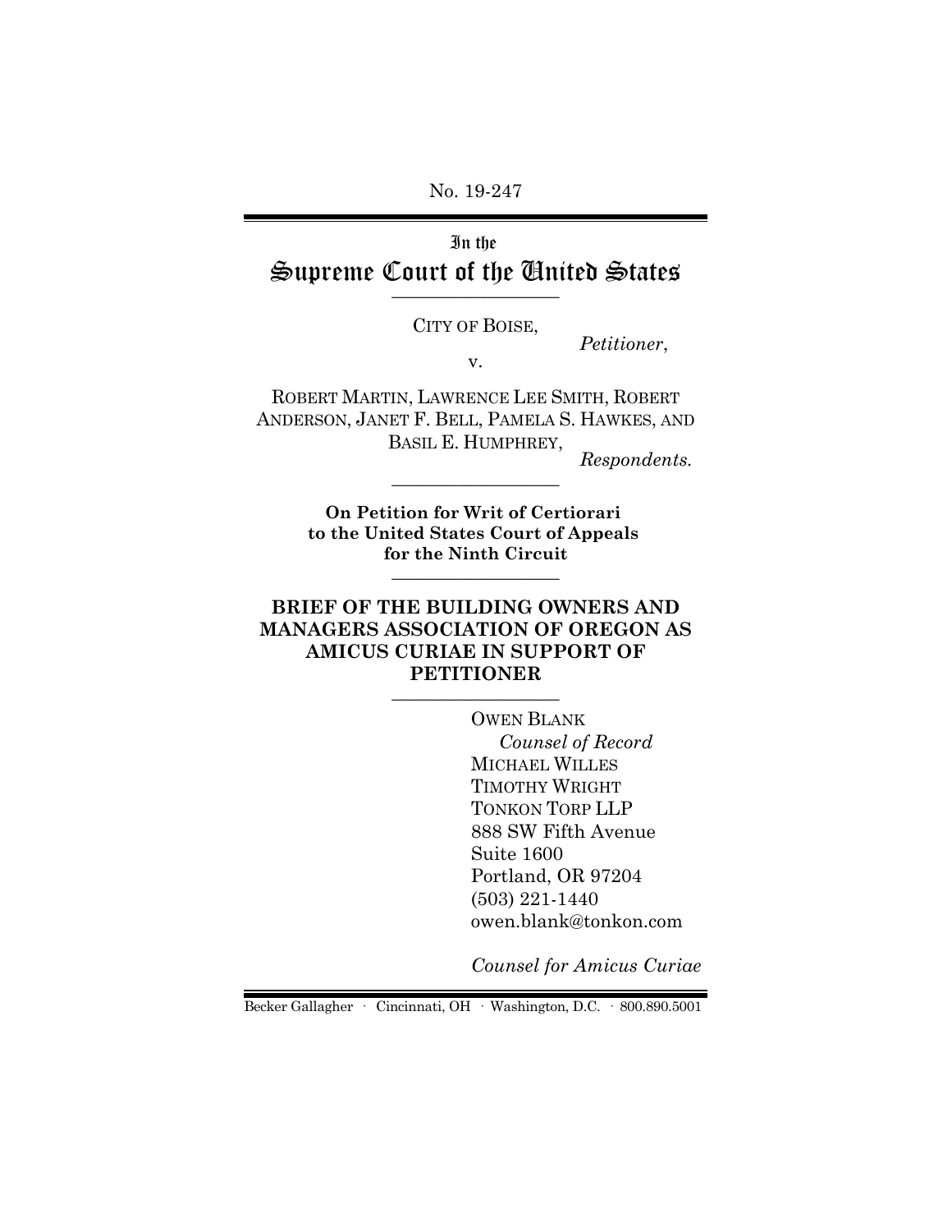No. 19-247

In the
# Supreme Court of the United States

CITY OF BOISE,

*Petitioner*,

v.

ROBERT MARTIN, LAWRENCE LEE SMITH, ROBERT ANDERSON, JANET F. BELL, PAMELA S. HAWKES, AND BASIL E. HUMPHREY,

*Respondents.*

**On Petition for Writ of Certiorari to the United States Court of Appeals for the Ninth Circuit**

## BRIEF OF THE BUILDING OWNERS AND MANAGERS ASSOCIATION OF OREGON AS AMICUS CURIAE IN SUPPORT OF PETITIONER

OWEN BLANK
*Counsel of Record*
MICHAEL WILLES
TIMOTHY WRIGHT
TONKON TORP LLP
888 SW Fifth Avenue
Suite 1600
Portland, OR 97204
(503) 221-1440
owen.blank@tonkon.com

*Counsel for Amicus Curiae*

Becker Gallagher · Cincinnati, OH · Washington, D.C. · 800.890.5001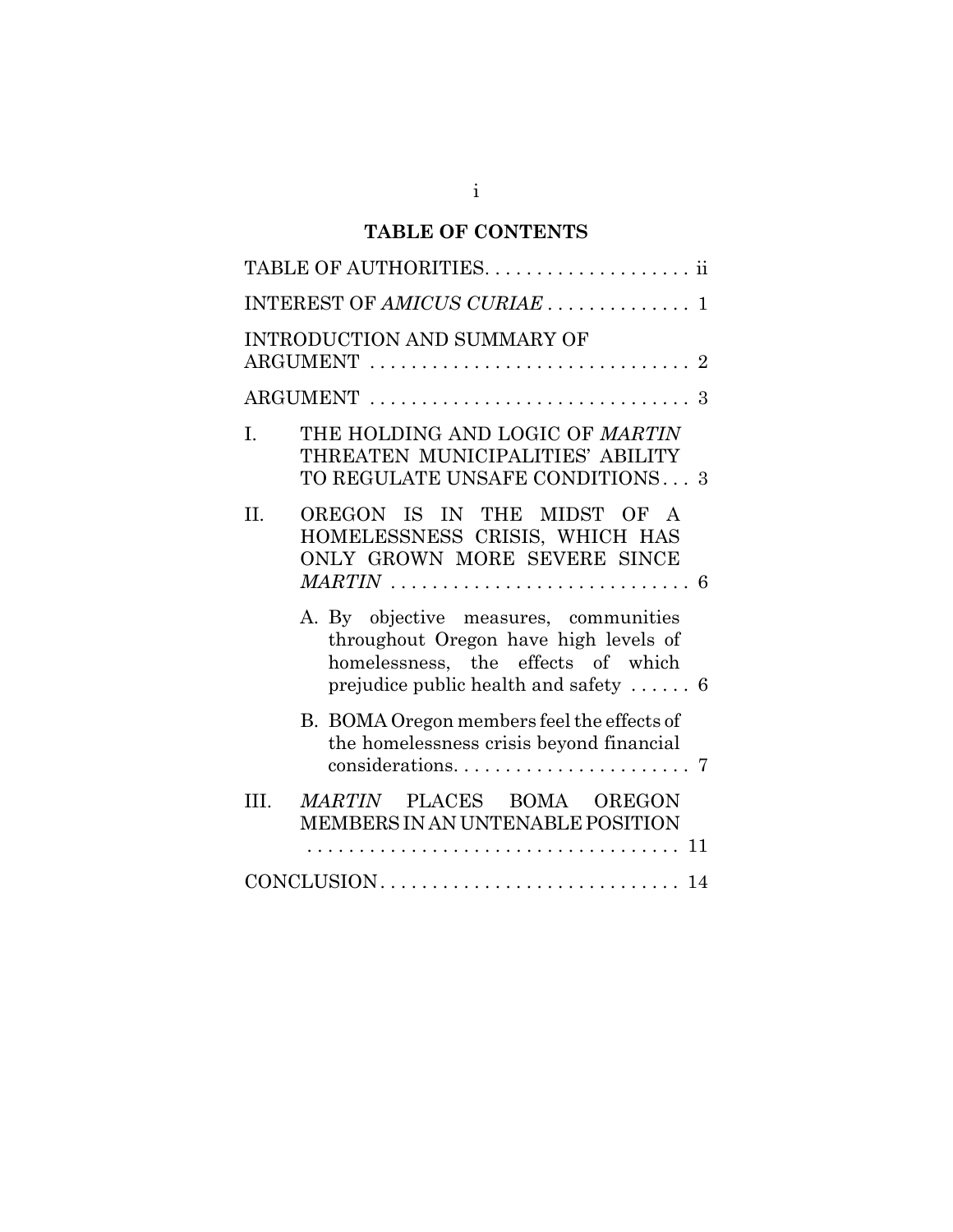## TABLE OF CONTENTS

TABLE OF AUTHORITIES. . . . . . . . . . . . . . . . . . . . ii

INTEREST OF *AMICUS CURIAE* . . . . . . . . . . . . . . 1

INTRODUCTION AND SUMMARY OF ARGUMENT . . . . . . . . . . . . . . . . . . . . . . . . . . . . . . . 2

ARGUMENT . . . . . . . . . . . . . . . . . . . . . . . . . . . . . . . 3

I. THE HOLDING AND LOGIC OF *MARTIN* THREATEN MUNICIPALITIES' ABILITY TO REGULATE UNSAFE CONDITIONS . . . 3

II. OREGON IS IN THE MIDST OF A HOMELESSNESS CRISIS, WHICH HAS ONLY GROWN MORE SEVERE SINCE *MARTIN* . . . . . . . . . . . . . . . . . . . . . . . . . . . . . 6

   A. By objective measures, communities throughout Oregon have high levels of homelessness, the effects of which prejudice public health and safety . . . . . . 6

   B. BOMA Oregon members feel the effects of the homelessness crisis beyond financial considerations. . . . . . . . . . . . . . . . . . . . . . . . 7

III. *MARTIN* PLACES BOMA OREGON MEMBERS IN AN UNTENABLE POSITION . . . . . . . . . . . . . . . . . . . . . . . . . . . . . . . . . . . . . 11

CONCLUSION. . . . . . . . . . . . . . . . . . . . . . . . . . . . . 14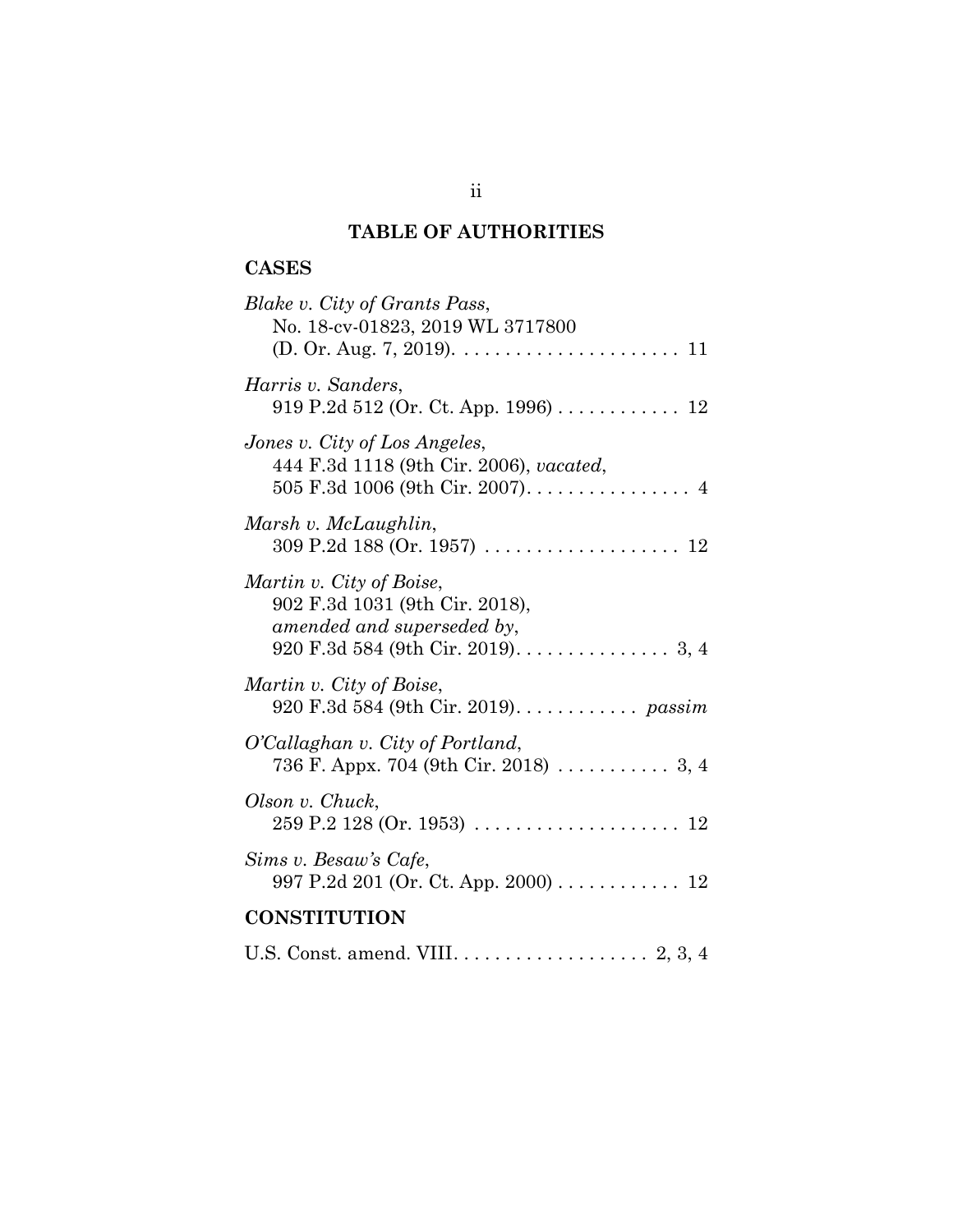## TABLE OF AUTHORITIES

### CASES

*Blake v. City of Grants Pass*,
No. 18-cv-01823, 2019 WL 3717800
(D. Or. Aug. 7, 2019). . . . . . . . . . . . . . . . . . . . . . 11

*Harris v. Sanders*,
919 P.2d 512 (Or. Ct. App. 1996) . . . . . . . . . . . . 12

*Jones v. City of Los Angeles*,
444 F.3d 1118 (9th Cir. 2006), *vacated*,
505 F.3d 1006 (9th Cir. 2007). . . . . . . . . . . . . . . . 4

*Marsh v. McLaughlin*,
309 P.2d 188 (Or. 1957) . . . . . . . . . . . . . . . . . . . 12

*Martin v. City of Boise*,
902 F.3d 1031 (9th Cir. 2018),
*amended and superseded by*,
920 F.3d 584 (9th Cir. 2019). . . . . . . . . . . . . . . 3, 4

*Martin v. City of Boise*,
920 F.3d 584 (9th Cir. 2019). . . . . . . . . . . . *passim*

*O'Callaghan v. City of Portland*,
736 F. Appx. 704 (9th Cir. 2018) . . . . . . . . . . . 3, 4

*Olson v. Chuck*,
259 P.2 128 (Or. 1953) . . . . . . . . . . . . . . . . . . . . 12

*Sims v. Besaw's Cafe*,
997 P.2d 201 (Or. Ct. App. 2000) . . . . . . . . . . . . 12

### CONSTITUTION

U.S. Const. amend. VIII. . . . . . . . . . . . . . . . . . . 2, 3, 4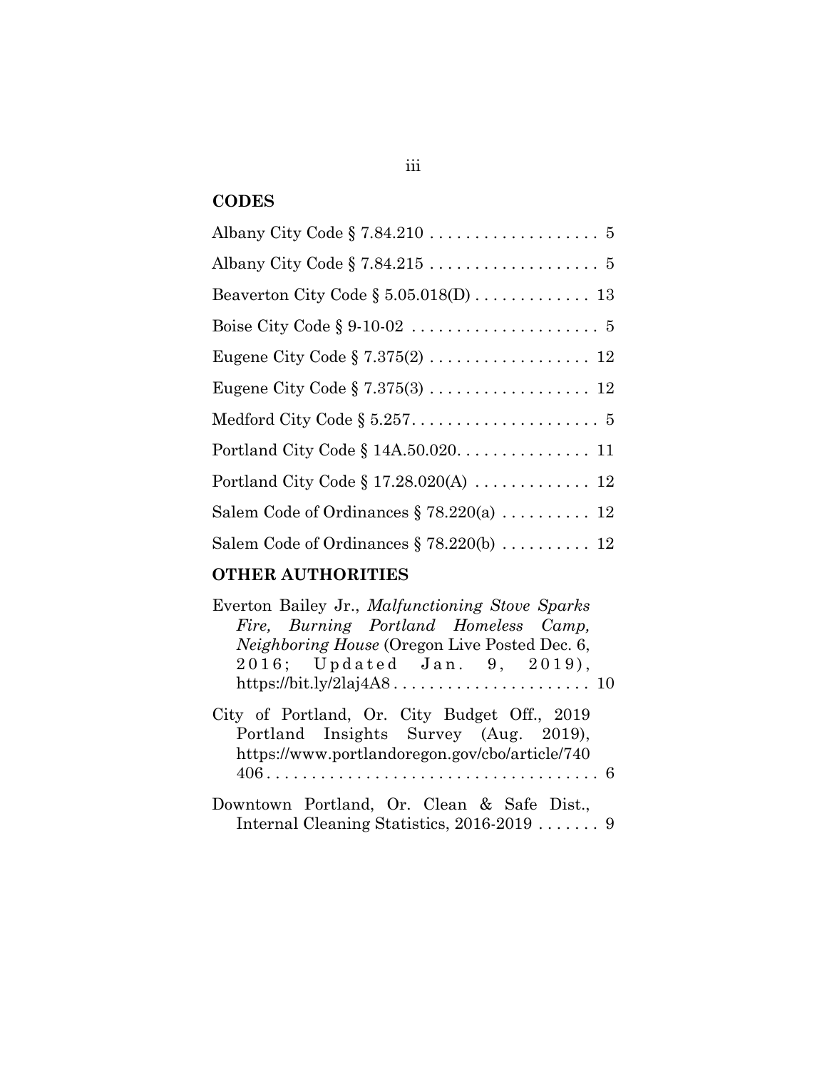## CODES

Albany City Code § 7.84.210 . . . . . . . . . . . . . . . . . . . 5

Albany City Code § 7.84.215 . . . . . . . . . . . . . . . . . . . 5

Beaverton City Code § 5.05.018(D) . . . . . . . . . . . . . 13

Boise City Code § 9-10-02 . . . . . . . . . . . . . . . . . . . . . 5

Eugene City Code § 7.375(2) . . . . . . . . . . . . . . . . . . 12

Eugene City Code § 7.375(3) . . . . . . . . . . . . . . . . . . 12

Medford City Code § 5.257. . . . . . . . . . . . . . . . . . . . . 5

Portland City Code § 14A.50.020. . . . . . . . . . . . . . . 11

Portland City Code § 17.28.020(A) . . . . . . . . . . . . . 12

Salem Code of Ordinances § 78.220(a) . . . . . . . . . . 12

Salem Code of Ordinances § 78.220(b) . . . . . . . . . . 12

## OTHER AUTHORITIES

Everton Bailey Jr., *Malfunctioning Stove Sparks Fire, Burning Portland Homeless Camp, Neighboring House* (Oregon Live Posted Dec. 6, 2016; Updated Jan. 9, 2019), https://bit.ly/2laj4A8 . . . . . . . . . . . . . . . . . . . . . . 10

City of Portland, Or. City Budget Off., 2019 Portland Insights Survey (Aug. 2019), https://www.portlandoregon.gov/cbo/article/740406 . . . . . . . . . . . . . . . . . . . . . . . . . . . . . . . . . . . . . 6

Downtown Portland, Or. Clean & Safe Dist., Internal Cleaning Statistics, 2016-2019 . . . . . . . 9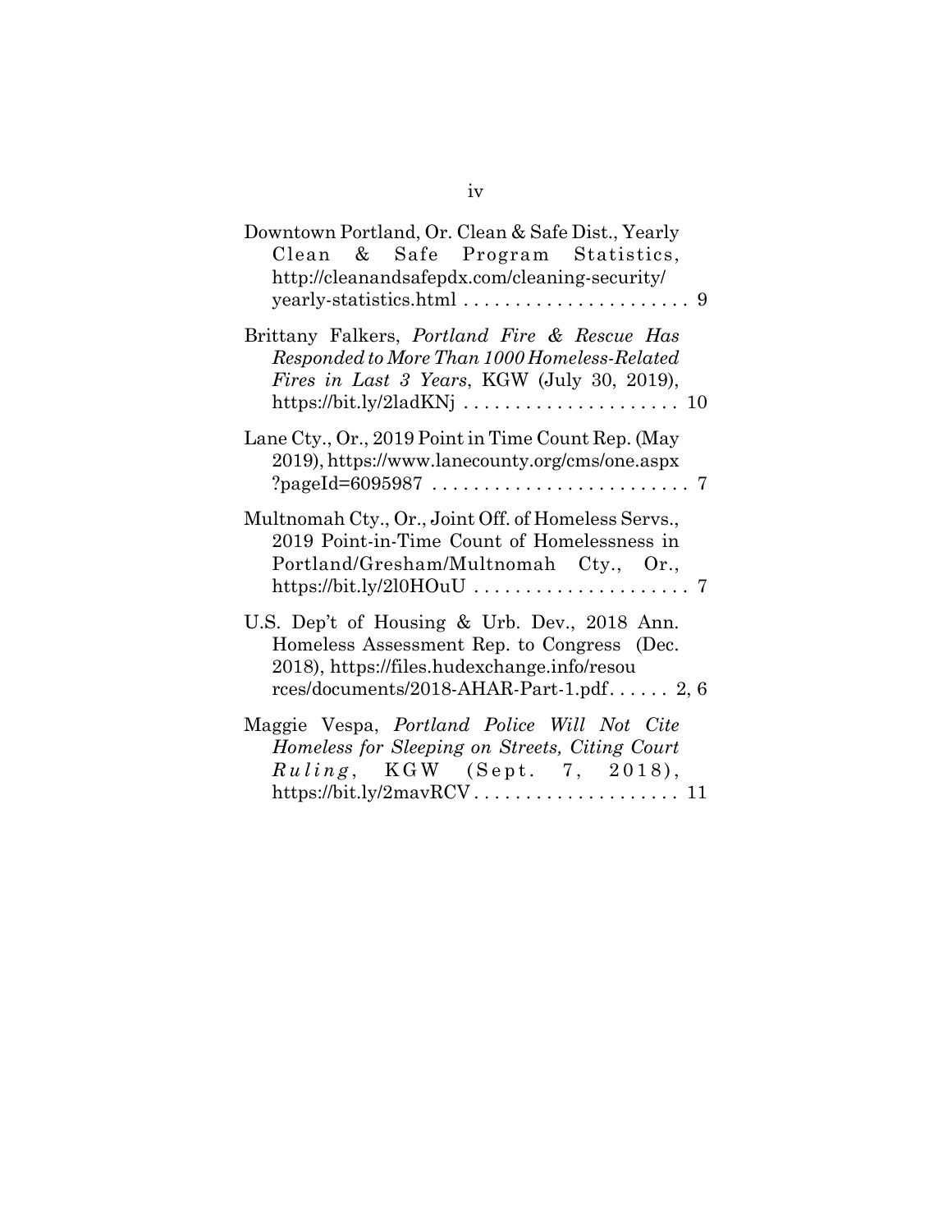Downtown Portland, Or. Clean & Safe Dist., Yearly Clean & Safe Program Statistics, http://cleanandsafepdx.com/cleaning-security/yearly-statistics.html . . . . . . . . . . . . . . . . . . . . . . 9

Brittany Falkers, *Portland Fire & Rescue Has Responded to More Than 1000 Homeless-Related Fires in Last 3 Years*, KGW (July 30, 2019), https://bit.ly/2ladKNj . . . . . . . . . . . . . . . . . . . . . 10

Lane Cty., Or., 2019 Point in Time Count Rep. (May 2019), https://www.lanecounty.org/cms/one.aspx?pageId=6095987 . . . . . . . . . . . . . . . . . . . . . . . . . 7

Multnomah Cty., Or., Joint Off. of Homeless Servs., 2019 Point-in-Time Count of Homelessness in Portland/Gresham/Multnomah Cty., Or., https://bit.ly/2l0HOuU . . . . . . . . . . . . . . . . . . . . . 7

U.S. Dep't of Housing & Urb. Dev., 2018 Ann. Homeless Assessment Rep. to Congress (Dec. 2018), https://files.hudexchange.info/resources/documents/2018-AHAR-Part-1.pdf. . . . . . 2, 6

Maggie Vespa, *Portland Police Will Not Cite Homeless for Sleeping on Streets, Citing Court Ruling*, KGW (Sept. 7, 2018), https://bit.ly/2mavRCV . . . . . . . . . . . . . . . . . . . . 11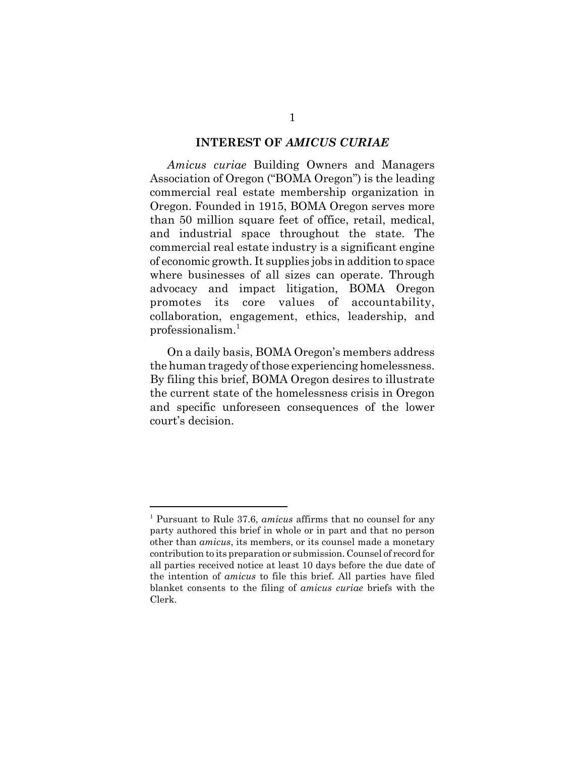## INTEREST OF *AMICUS CURIAE*

*Amicus curiae* Building Owners and Managers Association of Oregon ("BOMA Oregon") is the leading commercial real estate membership organization in Oregon. Founded in 1915, BOMA Oregon serves more than 50 million square feet of office, retail, medical, and industrial space throughout the state. The commercial real estate industry is a significant engine of economic growth. It supplies jobs in addition to space where businesses of all sizes can operate. Through advocacy and impact litigation, BOMA Oregon promotes its core values of accountability, collaboration, engagement, ethics, leadership, and professionalism.[1]

On a daily basis, BOMA Oregon's members address the human tragedy of those experiencing homelessness. By filing this brief, BOMA Oregon desires to illustrate the current state of the homelessness crisis in Oregon and specific unforeseen consequences of the lower court's decision.

---

[1] Pursuant to Rule 37.6, *amicus* affirms that no counsel for any party authored this brief in whole or in part and that no person other than *amicus*, its members, or its counsel made a monetary contribution to its preparation or submission. Counsel of record for all parties received notice at least 10 days before the due date of the intention of *amicus* to file this brief. All parties have filed blanket consents to the filing of *amicus curiae* briefs with the Clerk.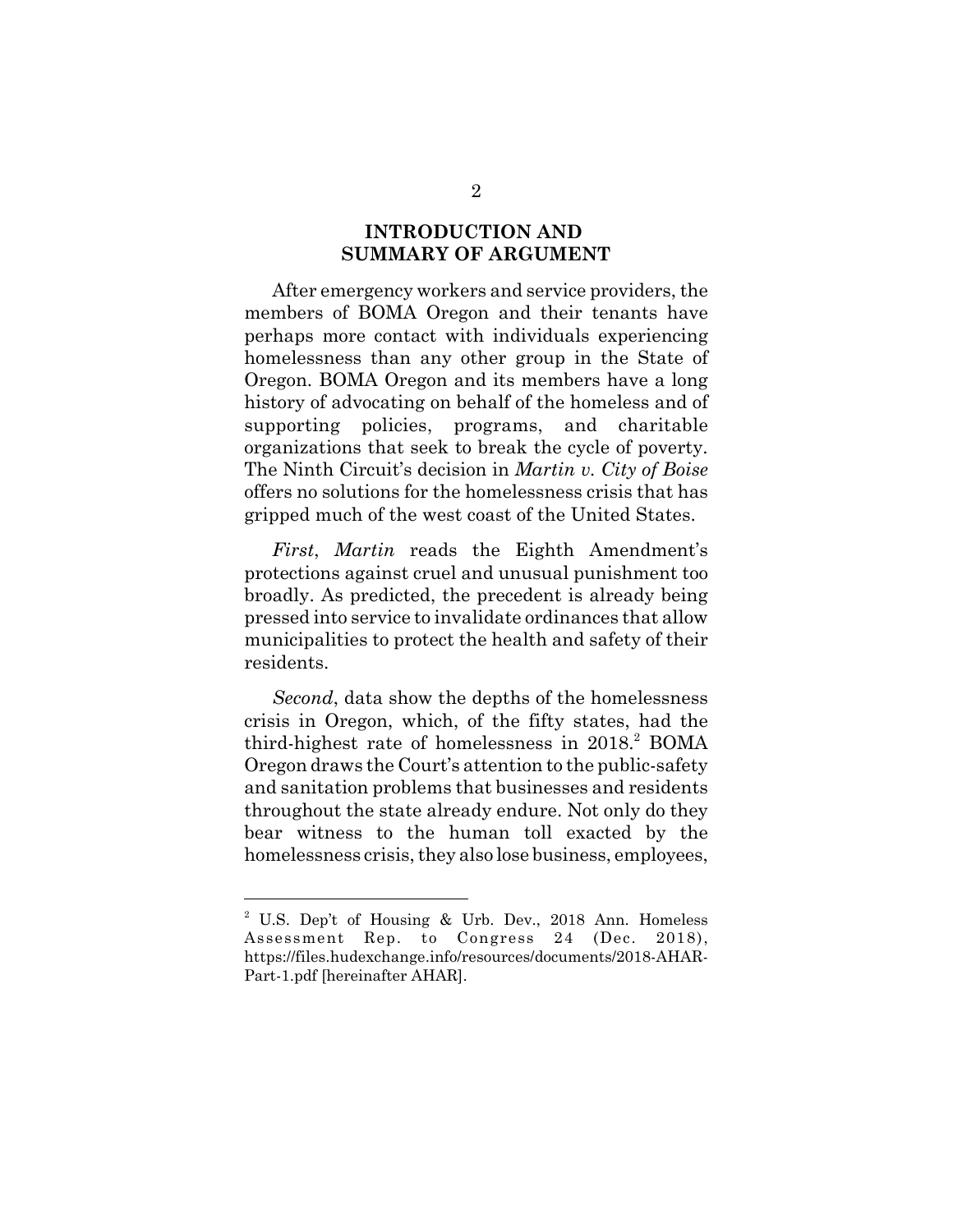## INTRODUCTION AND SUMMARY OF ARGUMENT

After emergency workers and service providers, the members of BOMA Oregon and their tenants have perhaps more contact with individuals experiencing homelessness than any other group in the State of Oregon. BOMA Oregon and its members have a long history of advocating on behalf of the homeless and of supporting policies, programs, and charitable organizations that seek to break the cycle of poverty. The Ninth Circuit's decision in *Martin v. City of Boise* offers no solutions for the homelessness crisis that has gripped much of the west coast of the United States.

*First*, *Martin* reads the Eighth Amendment's protections against cruel and unusual punishment too broadly. As predicted, the precedent is already being pressed into service to invalidate ordinances that allow municipalities to protect the health and safety of their residents.

*Second*, data show the depths of the homelessness crisis in Oregon, which, of the fifty states, had the third-highest rate of homelessness in 2018.[2] BOMA Oregon draws the Court's attention to the public-safety and sanitation problems that businesses and residents throughout the state already endure. Not only do they bear witness to the human toll exacted by the homelessness crisis, they also lose business, employees,

---

[2] U.S. Dep't of Housing & Urb. Dev., 2018 Ann. Homeless Assessment Rep. to Congress 24 (Dec. 2018), https://files.hudexchange.info/resources/documents/2018-AHAR-Part-1.pdf [hereinafter AHAR].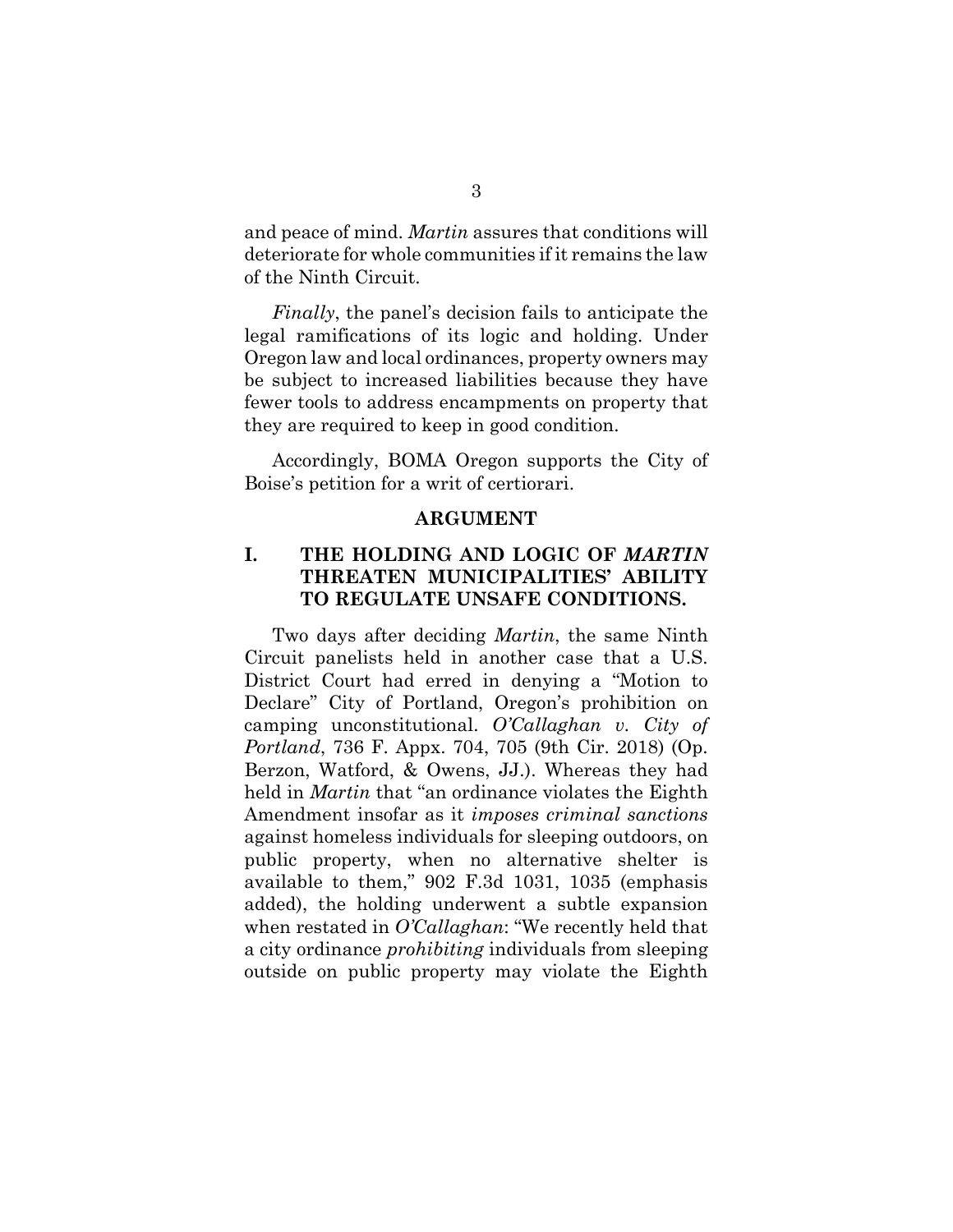and peace of mind. *Martin* assures that conditions will deteriorate for whole communities if it remains the law of the Ninth Circuit.

*Finally*, the panel's decision fails to anticipate the legal ramifications of its logic and holding. Under Oregon law and local ordinances, property owners may be subject to increased liabilities because they have fewer tools to address encampments on property that they are required to keep in good condition.

Accordingly, BOMA Oregon supports the City of Boise's petition for a writ of certiorari.

## ARGUMENT

### I. THE HOLDING AND LOGIC OF *MARTIN* THREATEN MUNICIPALITIES' ABILITY TO REGULATE UNSAFE CONDITIONS.

Two days after deciding *Martin*, the same Ninth Circuit panelists held in another case that a U.S. District Court had erred in denying a "Motion to Declare" City of Portland, Oregon's prohibition on camping unconstitutional. *O'Callaghan v. City of Portland*, 736 F. Appx. 704, 705 (9th Cir. 2018) (Op. Berzon, Watford, & Owens, JJ.). Whereas they had held in *Martin* that "an ordinance violates the Eighth Amendment insofar as it *imposes criminal sanctions* against homeless individuals for sleeping outdoors, on public property, when no alternative shelter is available to them," 902 F.3d 1031, 1035 (emphasis added), the holding underwent a subtle expansion when restated in *O'Callaghan*: "We recently held that a city ordinance *prohibiting* individuals from sleeping outside on public property may violate the Eighth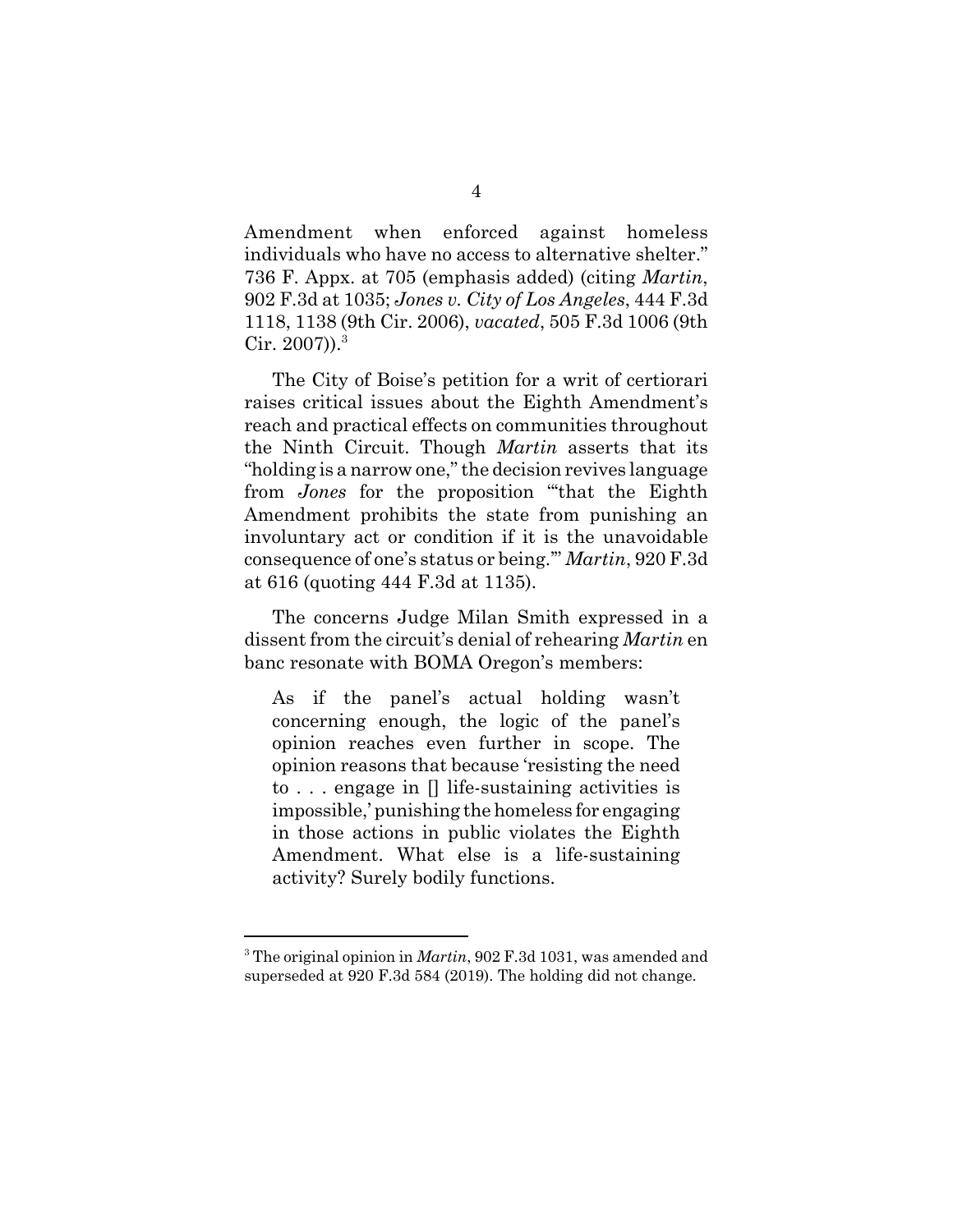Amendment when enforced against homeless individuals who have no access to alternative shelter." 736 F. Appx. at 705 (emphasis added) (citing *Martin*, 902 F.3d at 1035; *Jones v. City of Los Angeles*, 444 F.3d 1118, 1138 (9th Cir. 2006), *vacated*, 505 F.3d 1006 (9th Cir. 2007)).[3]

The City of Boise's petition for a writ of certiorari raises critical issues about the Eighth Amendment's reach and practical effects on communities throughout the Ninth Circuit. Though *Martin* asserts that its "holding is a narrow one," the decision revives language from *Jones* for the proposition "'that the Eighth Amendment prohibits the state from punishing an involuntary act or condition if it is the unavoidable consequence of one's status or being.'" *Martin*, 920 F.3d at 616 (quoting 444 F.3d at 1135).

The concerns Judge Milan Smith expressed in a dissent from the circuit's denial of rehearing *Martin* en banc resonate with BOMA Oregon's members:

> As if the panel's actual holding wasn't concerning enough, the logic of the panel's opinion reaches even further in scope. The opinion reasons that because 'resisting the need to . . . engage in [] life-sustaining activities is impossible,' punishing the homeless for engaging in those actions in public violates the Eighth Amendment. What else is a life-sustaining activity? Surely bodily functions.

---

[3] The original opinion in *Martin*, 902 F.3d 1031, was amended and superseded at 920 F.3d 584 (2019). The holding did not change.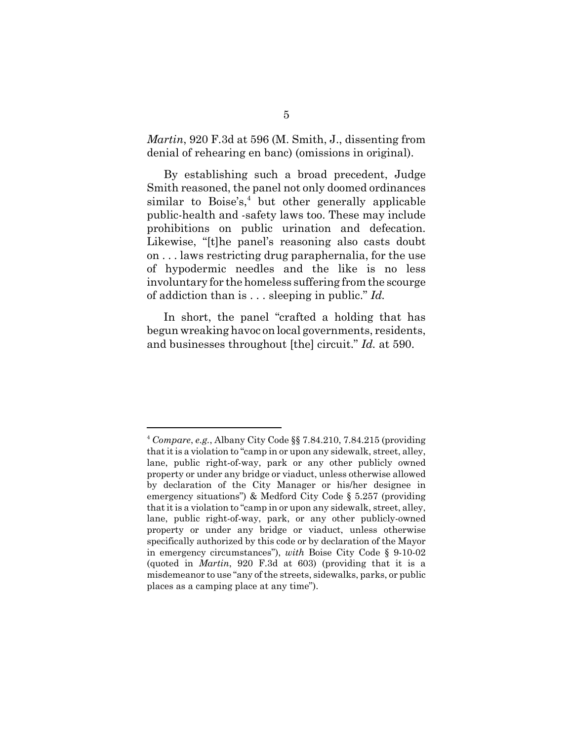*Martin*, 920 F.3d at 596 (M. Smith, J., dissenting from denial of rehearing en banc) (omissions in original).

By establishing such a broad precedent, Judge Smith reasoned, the panel not only doomed ordinances similar to Boise's,[4] but other generally applicable public-health and -safety laws too. These may include prohibitions on public urination and defecation. Likewise, "[t]he panel's reasoning also casts doubt on . . . laws restricting drug paraphernalia, for the use of hypodermic needles and the like is no less involuntary for the homeless suffering from the scourge of addiction than is . . . sleeping in public." *Id.*

In short, the panel "crafted a holding that has begun wreaking havoc on local governments, residents, and businesses throughout [the] circuit." *Id.* at 590.

---

[4] *Compare*, *e.g.*, Albany City Code §§ 7.84.210, 7.84.215 (providing that it is a violation to "camp in or upon any sidewalk, street, alley, lane, public right-of-way, park or any other publicly owned property or under any bridge or viaduct, unless otherwise allowed by declaration of the City Manager or his/her designee in emergency situations") & Medford City Code § 5.257 (providing that it is a violation to "camp in or upon any sidewalk, street, alley, lane, public right-of-way, park, or any other publicly-owned property or under any bridge or viaduct, unless otherwise specifically authorized by this code or by declaration of the Mayor in emergency circumstances"), *with* Boise City Code § 9-10-02 (quoted in *Martin*, 920 F.3d at 603) (providing that it is a misdemeanor to use "any of the streets, sidewalks, parks, or public places as a camping place at any time").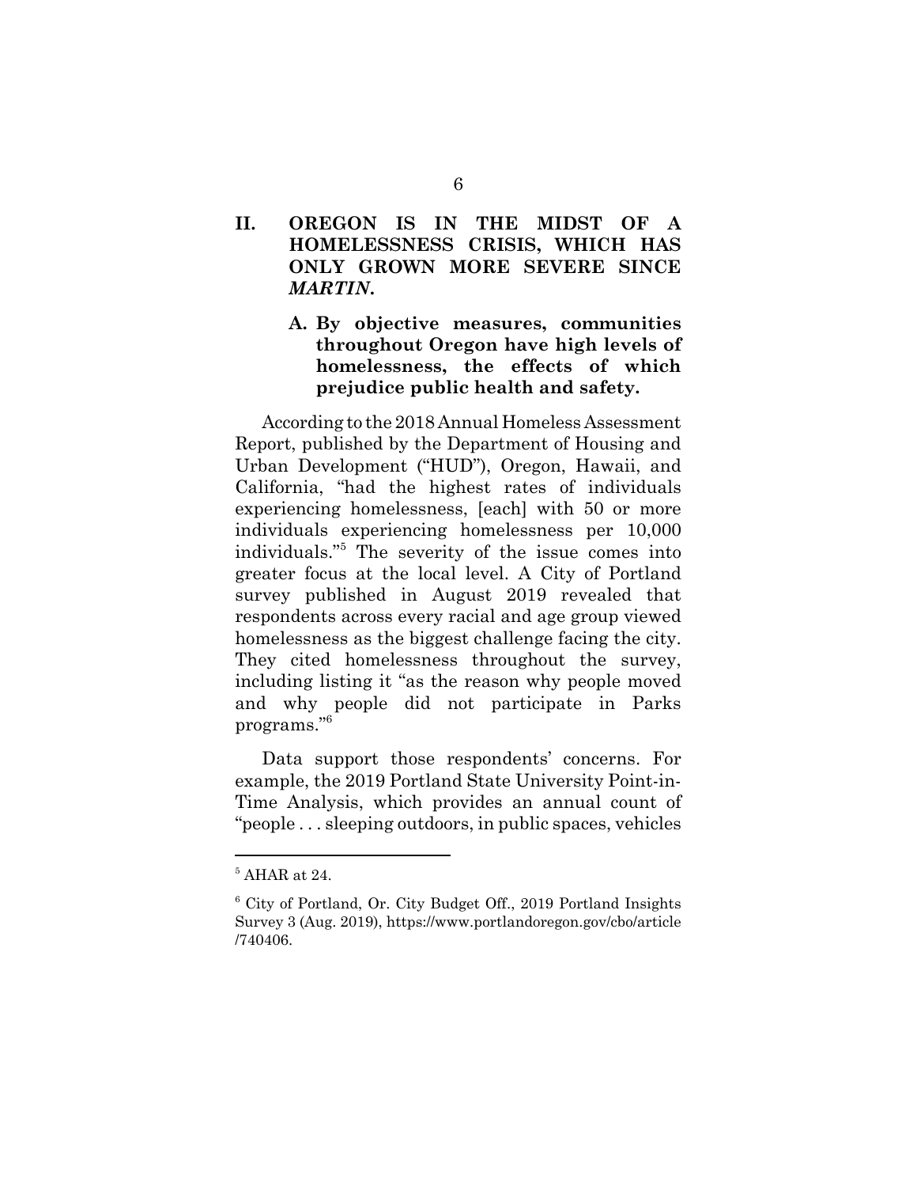## II. OREGON IS IN THE MIDST OF A HOMELESSNESS CRISIS, WHICH HAS ONLY GROWN MORE SEVERE SINCE *MARTIN*.

### A. By objective measures, communities throughout Oregon have high levels of homelessness, the effects of which prejudice public health and safety.

According to the 2018 Annual Homeless Assessment Report, published by the Department of Housing and Urban Development ("HUD"), Oregon, Hawaii, and California, "had the highest rates of individuals experiencing homelessness, [each] with 50 or more individuals experiencing homelessness per 10,000 individuals."[5] The severity of the issue comes into greater focus at the local level. A City of Portland survey published in August 2019 revealed that respondents across every racial and age group viewed homelessness as the biggest challenge facing the city. They cited homelessness throughout the survey, including listing it "as the reason why people moved and why people did not participate in Parks programs."[6]

Data support those respondents' concerns. For example, the 2019 Portland State University Point-in-Time Analysis, which provides an annual count of "people . . . sleeping outdoors, in public spaces, vehicles

---

[5] AHAR at 24.

[6] City of Portland, Or. City Budget Off., 2019 Portland Insights Survey 3 (Aug. 2019), https://www.portlandoregon.gov/cbo/article/740406.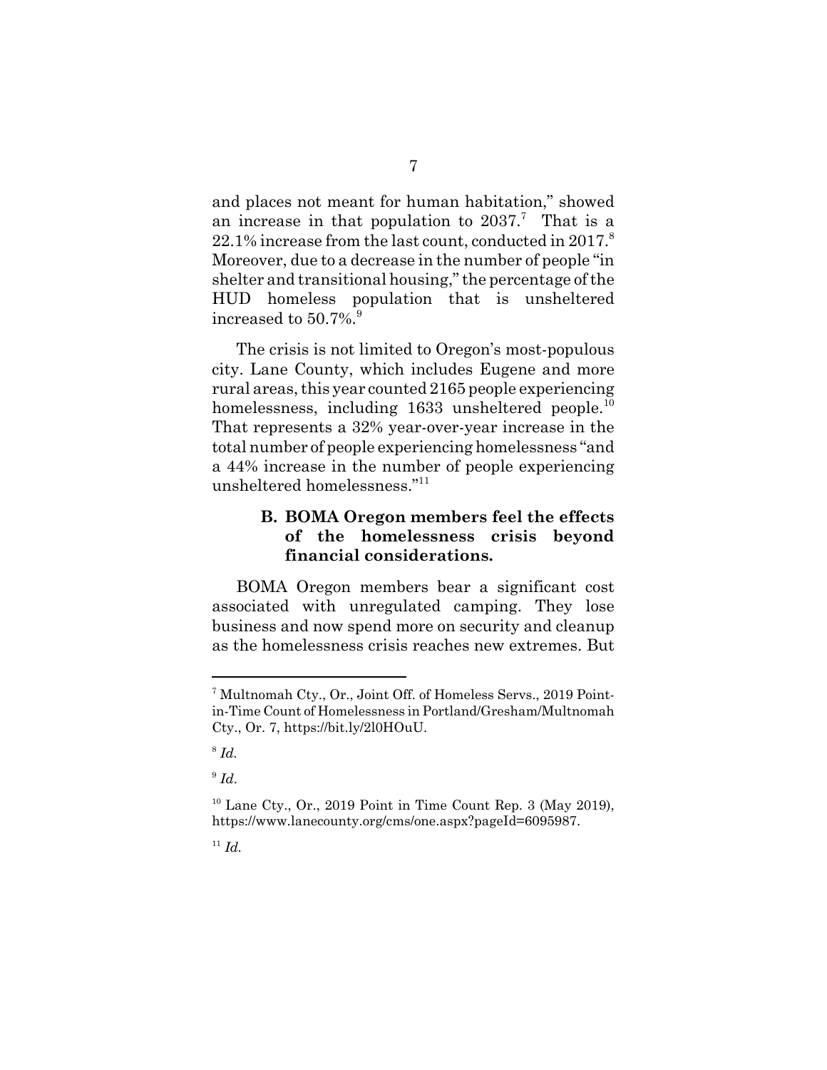and places not meant for human habitation," showed an increase in that population to 2037.[7] That is a 22.1% increase from the last count, conducted in 2017.[8] Moreover, due to a decrease in the number of people "in shelter and transitional housing," the percentage of the HUD homeless population that is unsheltered increased to 50.7%.[9]

The crisis is not limited to Oregon's most-populous city. Lane County, which includes Eugene and more rural areas, this year counted 2165 people experiencing homelessness, including 1633 unsheltered people.[10] That represents a 32% year-over-year increase in the total number of people experiencing homelessness "and a 44% increase in the number of people experiencing unsheltered homelessness."[11]

### B. BOMA Oregon members feel the effects of the homelessness crisis beyond financial considerations.

BOMA Oregon members bear a significant cost associated with unregulated camping. They lose business and now spend more on security and cleanup as the homelessness crisis reaches new extremes. But

---

[7] Multnomah Cty., Or., Joint Off. of Homeless Servs., 2019 Point-in-Time Count of Homelessness in Portland/Gresham/Multnomah Cty., Or. 7, https://bit.ly/2l0HOuU.

[8] *Id.*

[9] *Id.*

[10] Lane Cty., Or., 2019 Point in Time Count Rep. 3 (May 2019), https://www.lanecounty.org/cms/one.aspx?pageId=6095987.

[11] *Id.*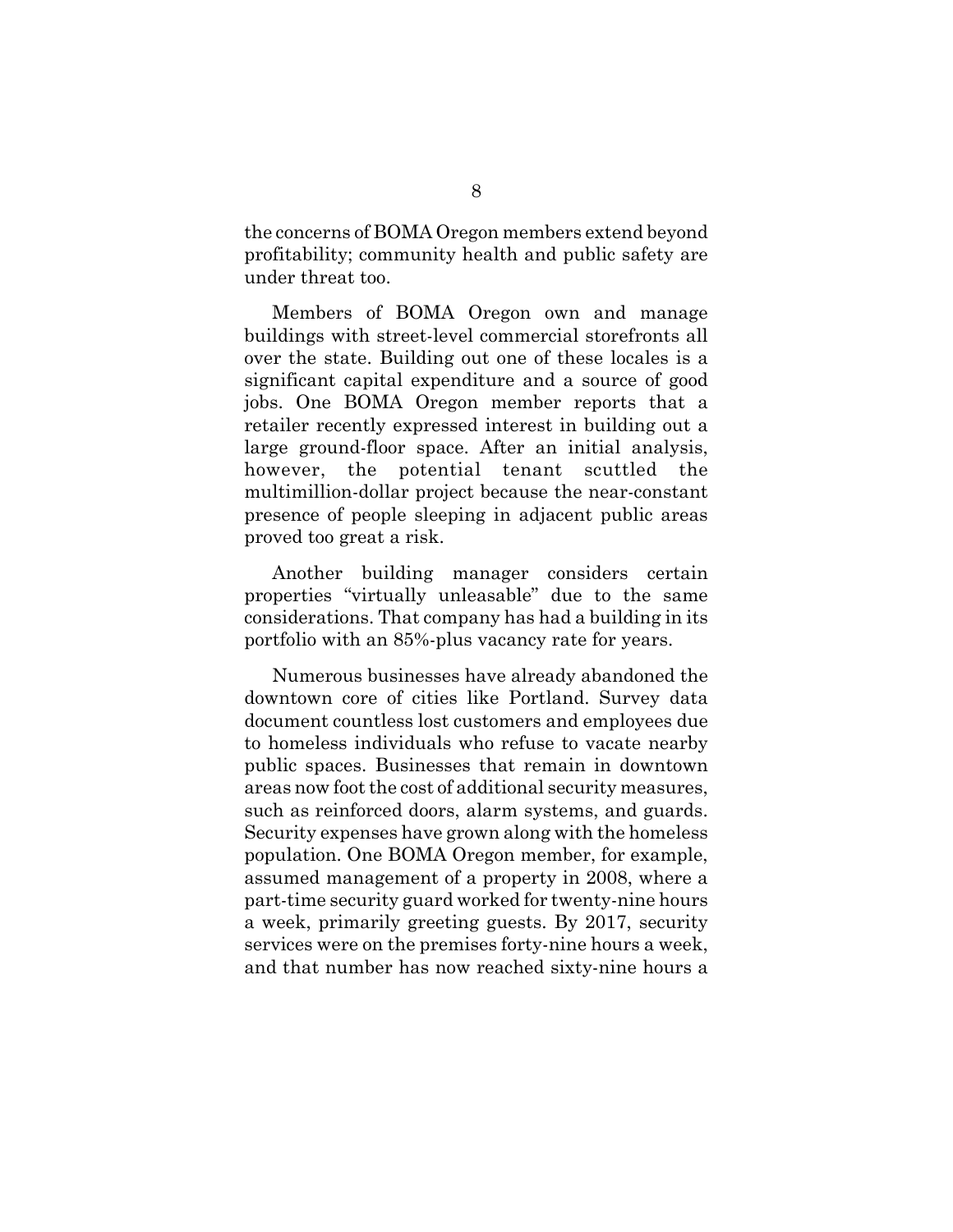the concerns of BOMA Oregon members extend beyond profitability; community health and public safety are under threat too.

Members of BOMA Oregon own and manage buildings with street-level commercial storefronts all over the state. Building out one of these locales is a significant capital expenditure and a source of good jobs. One BOMA Oregon member reports that a retailer recently expressed interest in building out a large ground-floor space. After an initial analysis, however, the potential tenant scuttled the multimillion-dollar project because the near-constant presence of people sleeping in adjacent public areas proved too great a risk.

Another building manager considers certain properties "virtually unleasable" due to the same considerations. That company has had a building in its portfolio with an 85%-plus vacancy rate for years.

Numerous businesses have already abandoned the downtown core of cities like Portland. Survey data document countless lost customers and employees due to homeless individuals who refuse to vacate nearby public spaces. Businesses that remain in downtown areas now foot the cost of additional security measures, such as reinforced doors, alarm systems, and guards. Security expenses have grown along with the homeless population. One BOMA Oregon member, for example, assumed management of a property in 2008, where a part-time security guard worked for twenty-nine hours a week, primarily greeting guests. By 2017, security services were on the premises forty-nine hours a week, and that number has now reached sixty-nine hours a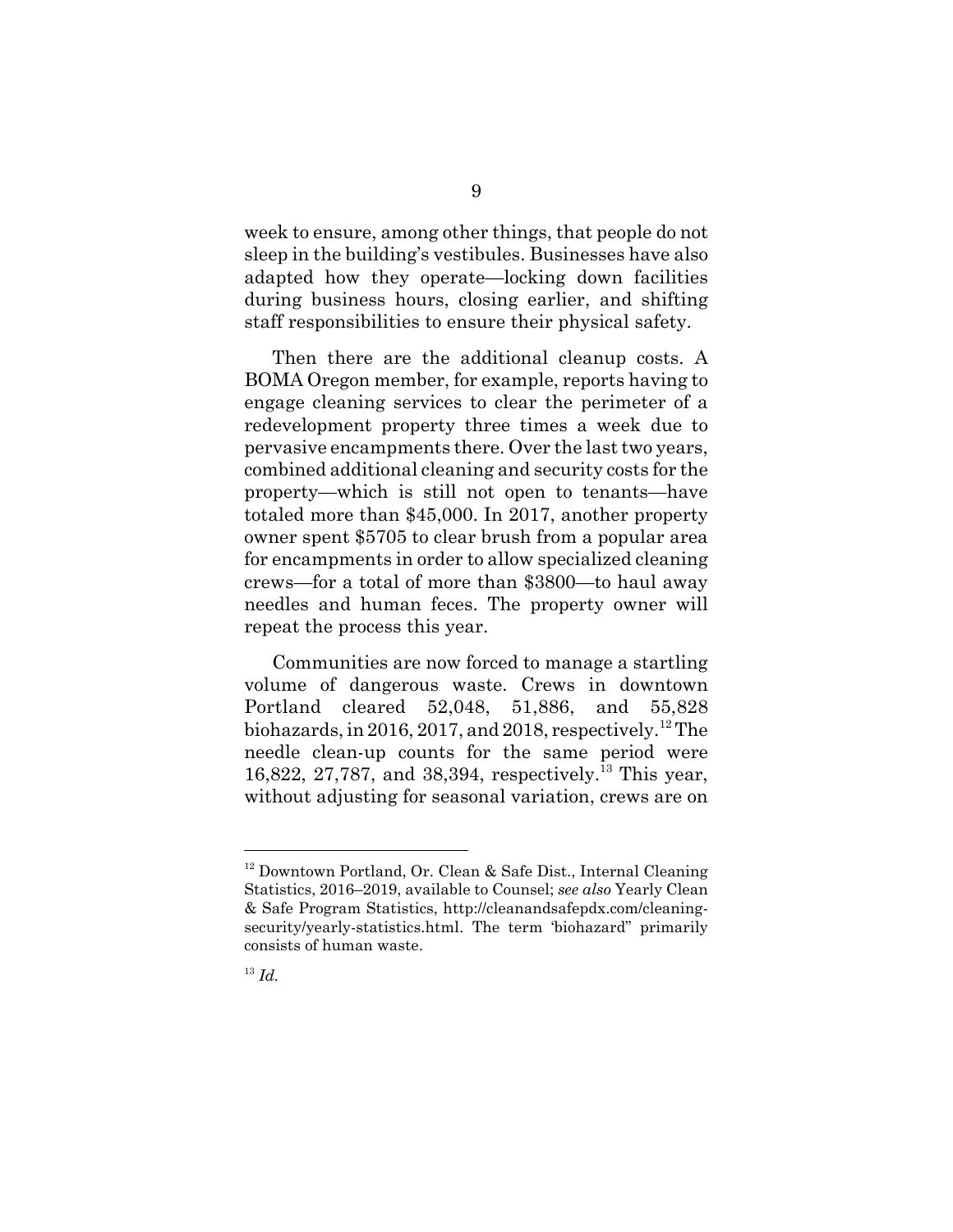week to ensure, among other things, that people do not sleep in the building's vestibules. Businesses have also adapted how they operate—locking down facilities during business hours, closing earlier, and shifting staff responsibilities to ensure their physical safety.

Then there are the additional cleanup costs. A BOMA Oregon member, for example, reports having to engage cleaning services to clear the perimeter of a redevelopment property three times a week due to pervasive encampments there. Over the last two years, combined additional cleaning and security costs for the property—which is still not open to tenants—have totaled more than $45,000. In 2017, another property owner spent $5705 to clear brush from a popular area for encampments in order to allow specialized cleaning crews—for a total of more than $3800—to haul away needles and human feces. The property owner will repeat the process this year.

Communities are now forced to manage a startling volume of dangerous waste. Crews in downtown Portland cleared 52,048, 51,886, and 55,828 biohazards, in 2016, 2017, and 2018, respectively.[12] The needle clean-up counts for the same period were 16,822, 27,787, and 38,394, respectively.[13] This year, without adjusting for seasonal variation, crews are on

---

[12] Downtown Portland, Or. Clean & Safe Dist., Internal Cleaning Statistics, 2016–2019, available to Counsel; *see also* Yearly Clean & Safe Program Statistics, http://cleanandsafepdx.com/cleaning-security/yearly-statistics.html. The term 'biohazard" primarily consists of human waste.

[13] *Id.*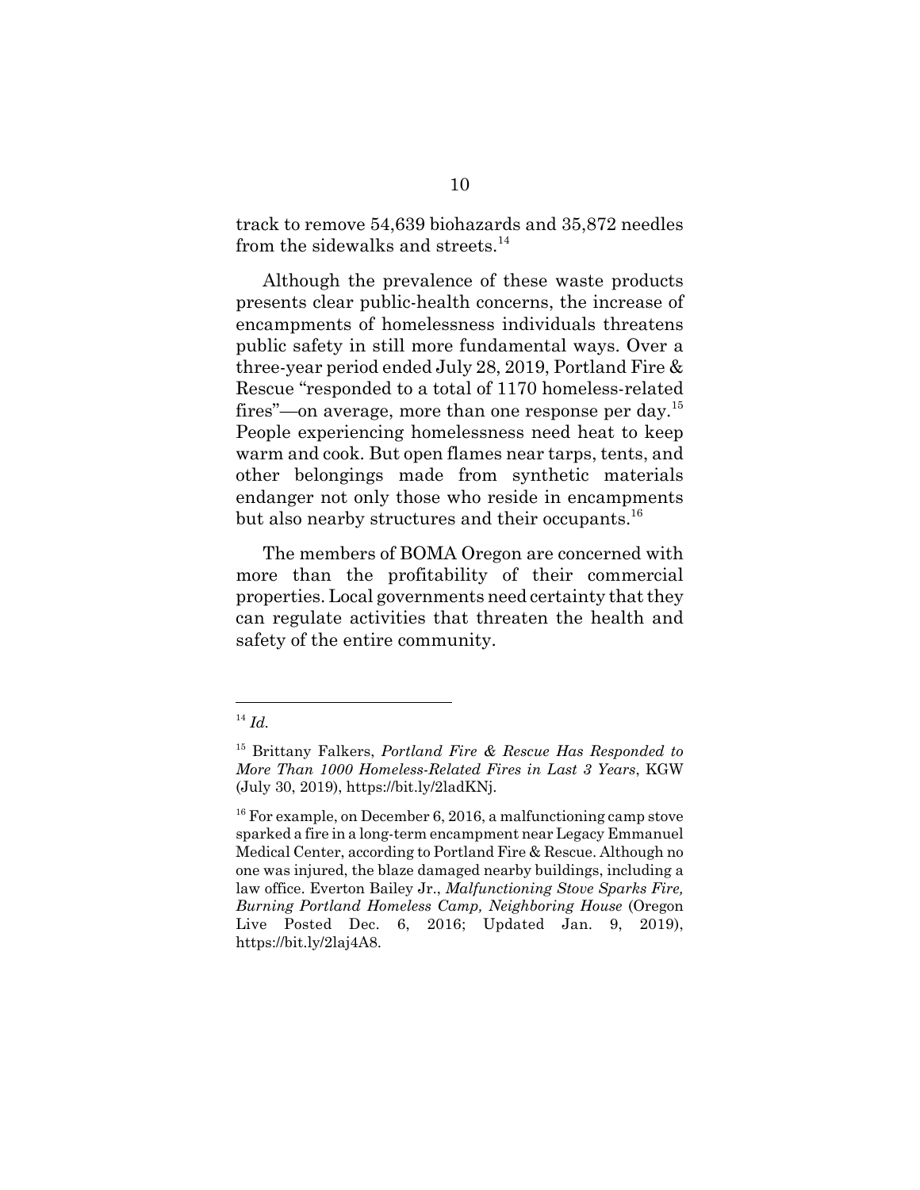track to remove 54,639 biohazards and 35,872 needles from the sidewalks and streets.[14]

Although the prevalence of these waste products presents clear public-health concerns, the increase of encampments of homelessness individuals threatens public safety in still more fundamental ways. Over a three-year period ended July 28, 2019, Portland Fire & Rescue "responded to a total of 1170 homeless-related fires"—on average, more than one response per day.[15] People experiencing homelessness need heat to keep warm and cook. But open flames near tarps, tents, and other belongings made from synthetic materials endanger not only those who reside in encampments but also nearby structures and their occupants.[16]

The members of BOMA Oregon are concerned with more than the profitability of their commercial properties. Local governments need certainty that they can regulate activities that threaten the health and safety of the entire community.

---

[14] *Id.*

[15] Brittany Falkers, *Portland Fire & Rescue Has Responded to More Than 1000 Homeless-Related Fires in Last 3 Years*, KGW (July 30, 2019), https://bit.ly/2ladKNj.

[16] For example, on December 6, 2016, a malfunctioning camp stove sparked a fire in a long-term encampment near Legacy Emmanuel Medical Center, according to Portland Fire & Rescue. Although no one was injured, the blaze damaged nearby buildings, including a law office. Everton Bailey Jr., *Malfunctioning Stove Sparks Fire, Burning Portland Homeless Camp, Neighboring House* (Oregon Live Posted Dec. 6, 2016; Updated Jan. 9, 2019), https://bit.ly/2laj4A8.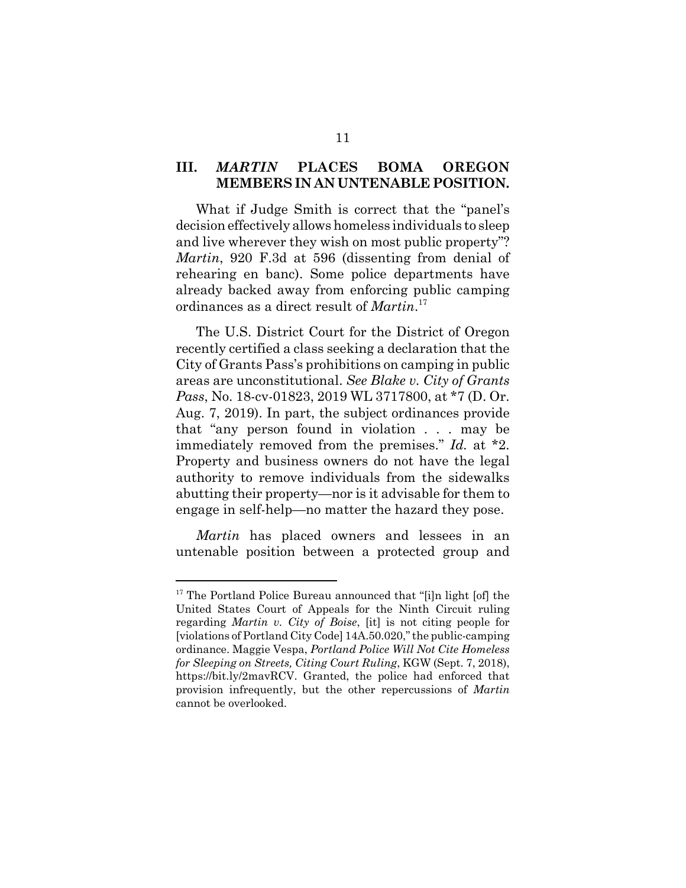## III. *MARTIN* PLACES BOMA OREGON MEMBERS IN AN UNTENABLE POSITION.

What if Judge Smith is correct that the "panel's decision effectively allows homeless individuals to sleep and live wherever they wish on most public property"? *Martin*, 920 F.3d at 596 (dissenting from denial of rehearing en banc). Some police departments have already backed away from enforcing public camping ordinances as a direct result of *Martin*.[17]

The U.S. District Court for the District of Oregon recently certified a class seeking a declaration that the City of Grants Pass's prohibitions on camping in public areas are unconstitutional. *See Blake v. City of Grants Pass*, No. 18-cv-01823, 2019 WL 3717800, at *7 (D. Or. Aug. 7, 2019). In part, the subject ordinances provide that "any person found in violation . . . may be immediately removed from the premises." *Id.* at *2. Property and business owners do not have the legal authority to remove individuals from the sidewalks abutting their property—nor is it advisable for them to engage in self-help—no matter the hazard they pose.

*Martin* has placed owners and lessees in an untenable position between a protected group and

---

[17] The Portland Police Bureau announced that "[i]n light [of] the United States Court of Appeals for the Ninth Circuit ruling regarding *Martin v. City of Boise*, [it] is not citing people for [violations of Portland City Code] 14A.50.020," the public-camping ordinance. Maggie Vespa, *Portland Police Will Not Cite Homeless for Sleeping on Streets, Citing Court Ruling*, KGW (Sept. 7, 2018), https://bit.ly/2mavRCV. Granted, the police had enforced that provision infrequently, but the other repercussions of *Martin* cannot be overlooked.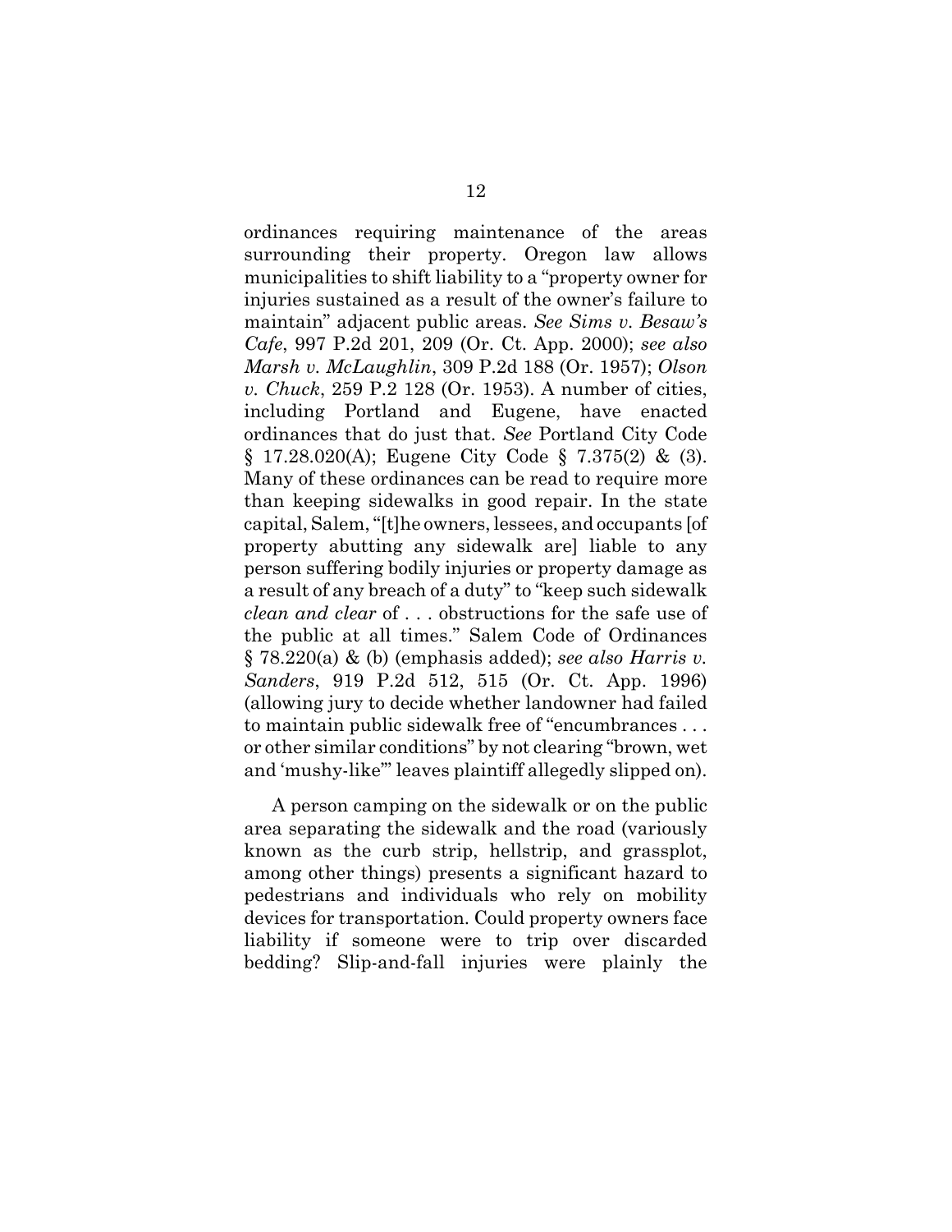ordinances requiring maintenance of the areas surrounding their property. Oregon law allows municipalities to shift liability to a "property owner for injuries sustained as a result of the owner's failure to maintain" adjacent public areas. *See Sims v. Besaw's Cafe*, 997 P.2d 201, 209 (Or. Ct. App. 2000); *see also Marsh v. McLaughlin*, 309 P.2d 188 (Or. 1957); *Olson v. Chuck*, 259 P.2 128 (Or. 1953). A number of cities, including Portland and Eugene, have enacted ordinances that do just that. *See* Portland City Code § 17.28.020(A); Eugene City Code § 7.375(2) & (3). Many of these ordinances can be read to require more than keeping sidewalks in good repair. In the state capital, Salem, "[t]he owners, lessees, and occupants [of property abutting any sidewalk are] liable to any person suffering bodily injuries or property damage as a result of any breach of a duty" to "keep such sidewalk *clean and clear* of . . . obstructions for the safe use of the public at all times." Salem Code of Ordinances § 78.220(a) & (b) (emphasis added); *see also Harris v. Sanders*, 919 P.2d 512, 515 (Or. Ct. App. 1996) (allowing jury to decide whether landowner had failed to maintain public sidewalk free of "encumbrances . . . or other similar conditions" by not clearing "brown, wet and 'mushy-like'" leaves plaintiff allegedly slipped on).

A person camping on the sidewalk or on the public area separating the sidewalk and the road (variously known as the curb strip, hellstrip, and grassplot, among other things) presents a significant hazard to pedestrians and individuals who rely on mobility devices for transportation. Could property owners face liability if someone were to trip over discarded bedding? Slip-and-fall injuries were plainly the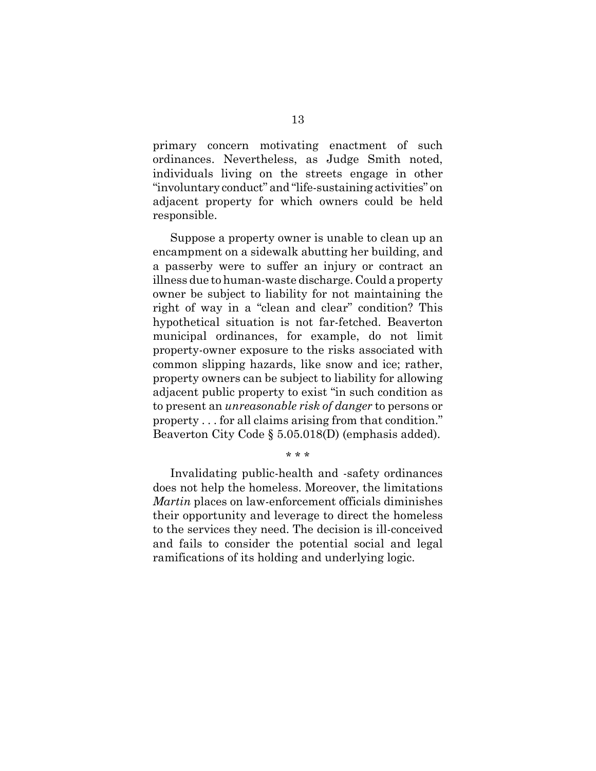primary concern motivating enactment of such ordinances. Nevertheless, as Judge Smith noted, individuals living on the streets engage in other "involuntary conduct" and "life-sustaining activities" on adjacent property for which owners could be held responsible.

Suppose a property owner is unable to clean up an encampment on a sidewalk abutting her building, and a passerby were to suffer an injury or contract an illness due to human-waste discharge. Could a property owner be subject to liability for not maintaining the right of way in a "clean and clear" condition? This hypothetical situation is not far-fetched. Beaverton municipal ordinances, for example, do not limit property-owner exposure to the risks associated with common slipping hazards, like snow and ice; rather, property owners can be subject to liability for allowing adjacent public property to exist "in such condition as to present an *unreasonable risk of danger* to persons or property . . . for all claims arising from that condition." Beaverton City Code § 5.05.018(D) (emphasis added).

\* \* \*

Invalidating public-health and -safety ordinances does not help the homeless. Moreover, the limitations *Martin* places on law-enforcement officials diminishes their opportunity and leverage to direct the homeless to the services they need. The decision is ill-conceived and fails to consider the potential social and legal ramifications of its holding and underlying logic.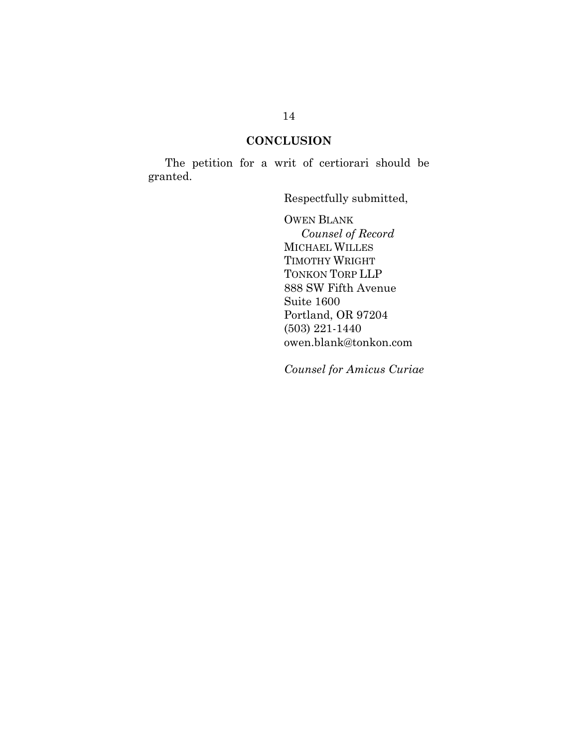## CONCLUSION

The petition for a writ of certiorari should be granted.

Respectfully submitted,

OWEN BLANK
*Counsel of Record*
MICHAEL WILLES
TIMOTHY WRIGHT
TONKON TORP LLP
888 SW Fifth Avenue
Suite 1600
Portland, OR 97204
(503) 221-1440
owen.blank@tonkon.com

*Counsel for Amicus Curiae*